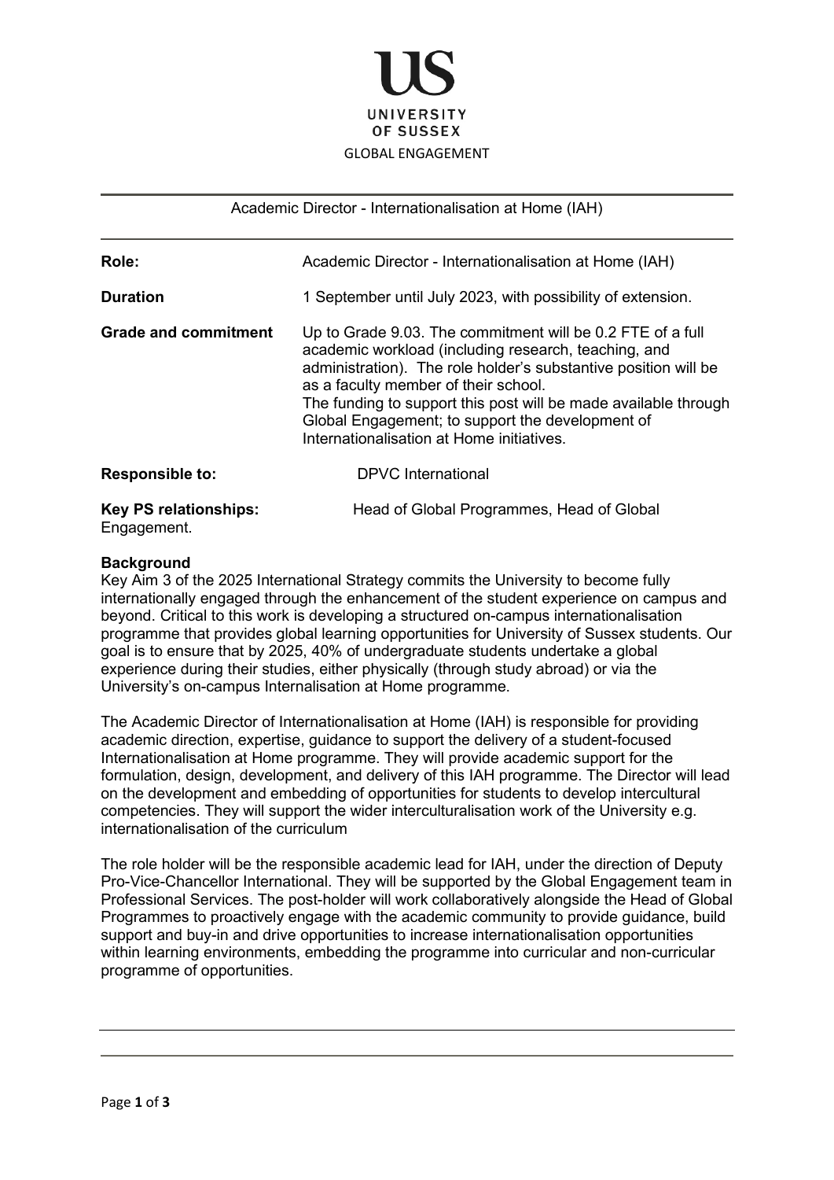UNIVERSITY OF SUSSEX

GLOBAL ENGAGEMENT

# Academic Director - Internationalisation at Home (IAH)

| | |
|---|---|
| **Role:** | Academic Director - Internationalisation at Home (IAH) |
| **Duration** | 1 September until July 2023, with possibility of extension. |
| **Grade and commitment** | Up to Grade 9.03. The commitment will be 0.2 FTE of a full academic workload (including research, teaching, and administration). The role holder's substantive position will be as a faculty member of their school. The funding to support this post will be made available through Global Engagement; to support the development of Internationalisation at Home initiatives. |
| **Responsible to:** | DPVC International |
| **Key PS relationships:** | Head of Global Programmes, Head of Global Engagement. |

## Background

Key Aim 3 of the 2025 International Strategy commits the University to become fully internationally engaged through the enhancement of the student experience on campus and beyond. Critical to this work is developing a structured on-campus internationalisation programme that provides global learning opportunities for University of Sussex students. Our goal is to ensure that by 2025, 40% of undergraduate students undertake a global experience during their studies, either physically (through study abroad) or via the University's on-campus Internalisation at Home programme.

The Academic Director of Internationalisation at Home (IAH) is responsible for providing academic direction, expertise, guidance to support the delivery of a student-focused Internationalisation at Home programme. They will provide academic support for the formulation, design, development, and delivery of this IAH programme. The Director will lead on the development and embedding of opportunities for students to develop intercultural competencies. They will support the wider interculturalisation work of the University e.g. internationalisation of the curriculum

The role holder will be the responsible academic lead for IAH, under the direction of Deputy Pro-Vice-Chancellor International. They will be supported by the Global Engagement team in Professional Services. The post-holder will work collaboratively alongside the Head of Global Programmes to proactively engage with the academic community to provide guidance, build support and buy-in and drive opportunities to increase internationalisation opportunities within learning environments, embedding the programme into curricular and non-curricular programme of opportunities.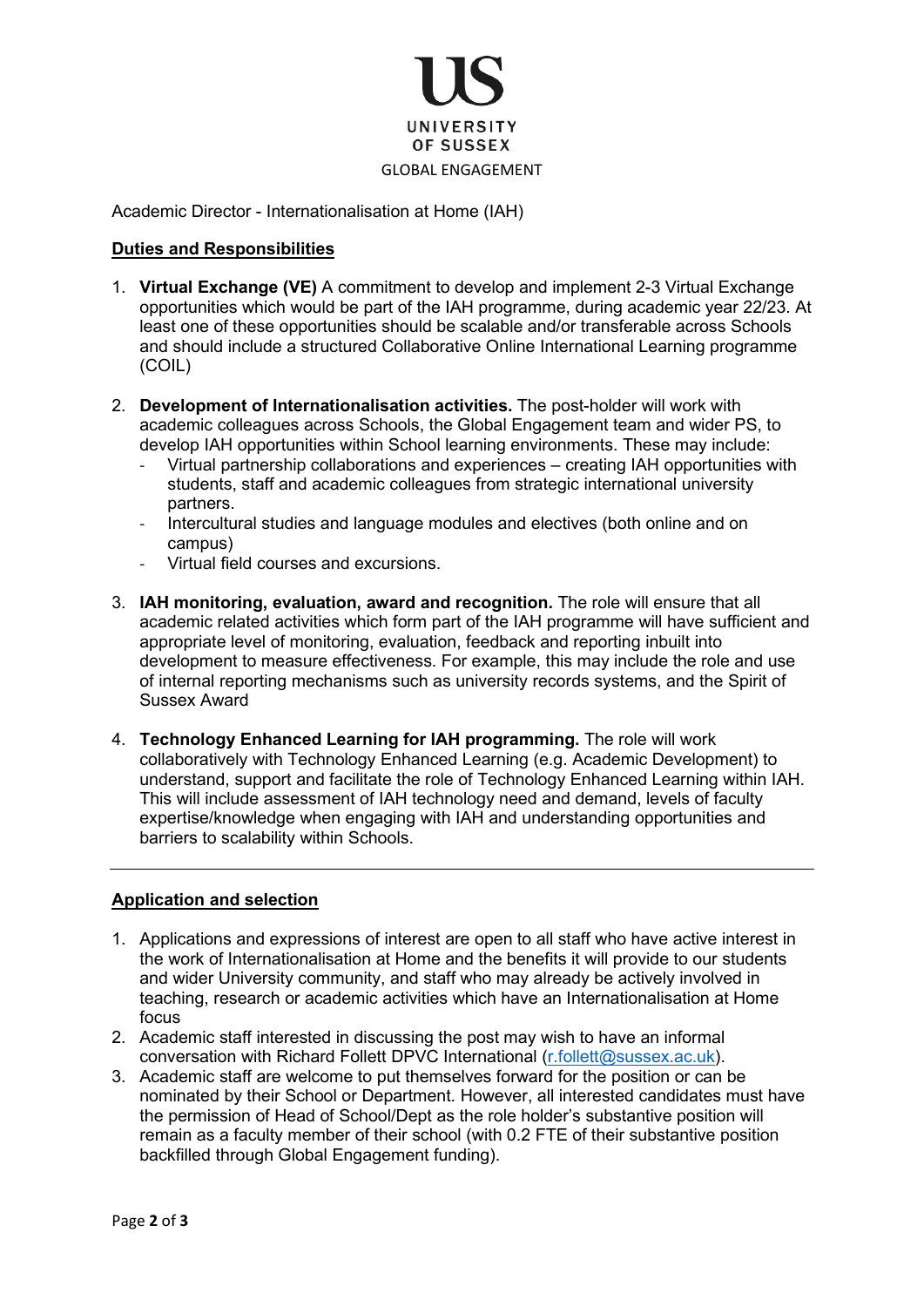UNIVERSITY OF SUSSEX

GLOBAL ENGAGEMENT

Academic Director - Internationalisation at Home (IAH)

## Duties and Responsibilities

1. **Virtual Exchange (VE)** A commitment to develop and implement 2-3 Virtual Exchange opportunities which would be part of the IAH programme, during academic year 22/23. At least one of these opportunities should be scalable and/or transferable across Schools and should include a structured Collaborative Online International Learning programme (COIL)

2. **Development of Internationalisation activities.** The post-holder will work with academic colleagues across Schools, the Global Engagement team and wider PS, to develop IAH opportunities within School learning environments. These may include:
   - Virtual partnership collaborations and experiences – creating IAH opportunities with students, staff and academic colleagues from strategic international university partners.
   - Intercultural studies and language modules and electives (both online and on campus)
   - Virtual field courses and excursions.

3. **IAH monitoring, evaluation, award and recognition.** The role will ensure that all academic related activities which form part of the IAH programme will have sufficient and appropriate level of monitoring, evaluation, feedback and reporting inbuilt into development to measure effectiveness. For example, this may include the role and use of internal reporting mechanisms such as university records systems, and the Spirit of Sussex Award

4. **Technology Enhanced Learning for IAH programming.** The role will work collaboratively with Technology Enhanced Learning (e.g. Academic Development) to understand, support and facilitate the role of Technology Enhanced Learning within IAH. This will include assessment of IAH technology need and demand, levels of faculty expertise/knowledge when engaging with IAH and understanding opportunities and barriers to scalability within Schools.

---

## Application and selection

1. Applications and expressions of interest are open to all staff who have active interest in the work of Internationalisation at Home and the benefits it will provide to our students and wider University community, and staff who may already be actively involved in teaching, research or academic activities which have an Internationalisation at Home focus
2. Academic staff interested in discussing the post may wish to have an informal conversation with Richard Follett DPVC International (r.follett@sussex.ac.uk).
3. Academic staff are welcome to put themselves forward for the position or can be nominated by their School or Department. However, all interested candidates must have the permission of Head of School/Dept as the role holder's substantive position will remain as a faculty member of their school (with 0.2 FTE of their substantive position backfilled through Global Engagement funding).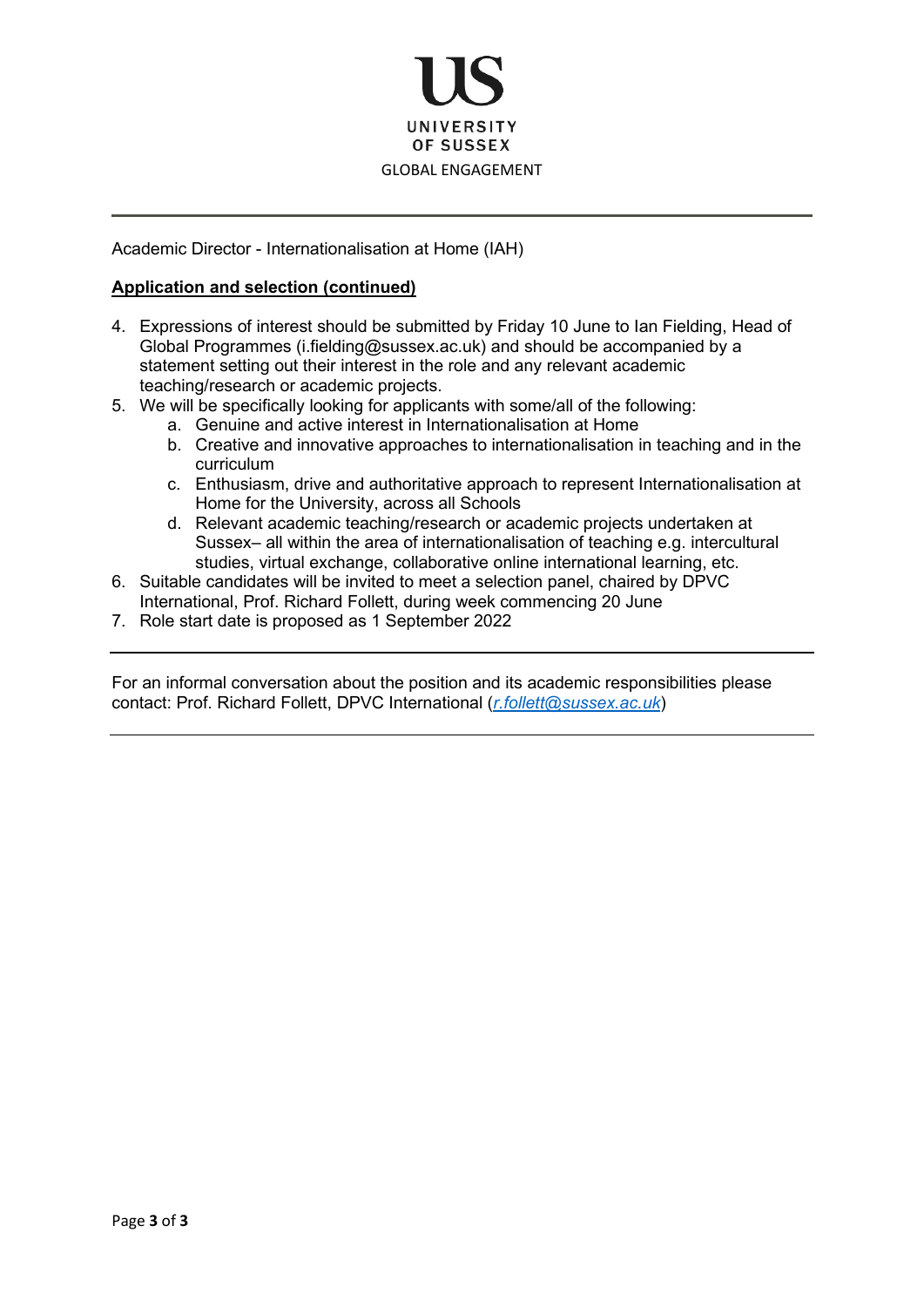Academic Director - Internationalisation at Home (IAH)

**Application and selection (continued)**

4. Expressions of interest should be submitted by Friday 10 June to Ian Fielding, Head of Global Programmes (i.fielding@sussex.ac.uk) and should be accompanied by a statement setting out their interest in the role and any relevant academic teaching/research or academic projects.
5. We will be specifically looking for applicants with some/all of the following:
   a. Genuine and active interest in Internationalisation at Home
   b. Creative and innovative approaches to internationalisation in teaching and in the curriculum
   c. Enthusiasm, drive and authoritative approach to represent Internationalisation at Home for the University, across all Schools
   d. Relevant academic teaching/research or academic projects undertaken at Sussex– all within the area of internationalisation of teaching e.g. intercultural studies, virtual exchange, collaborative online international learning, etc.
6. Suitable candidates will be invited to meet a selection panel, chaired by DPVC International, Prof. Richard Follett, during week commencing 20 June
7. Role start date is proposed as 1 September 2022

---

For an informal conversation about the position and its academic responsibilities please contact: Prof. Richard Follett, DPVC International (*r.follett@sussex.ac.uk*)

---